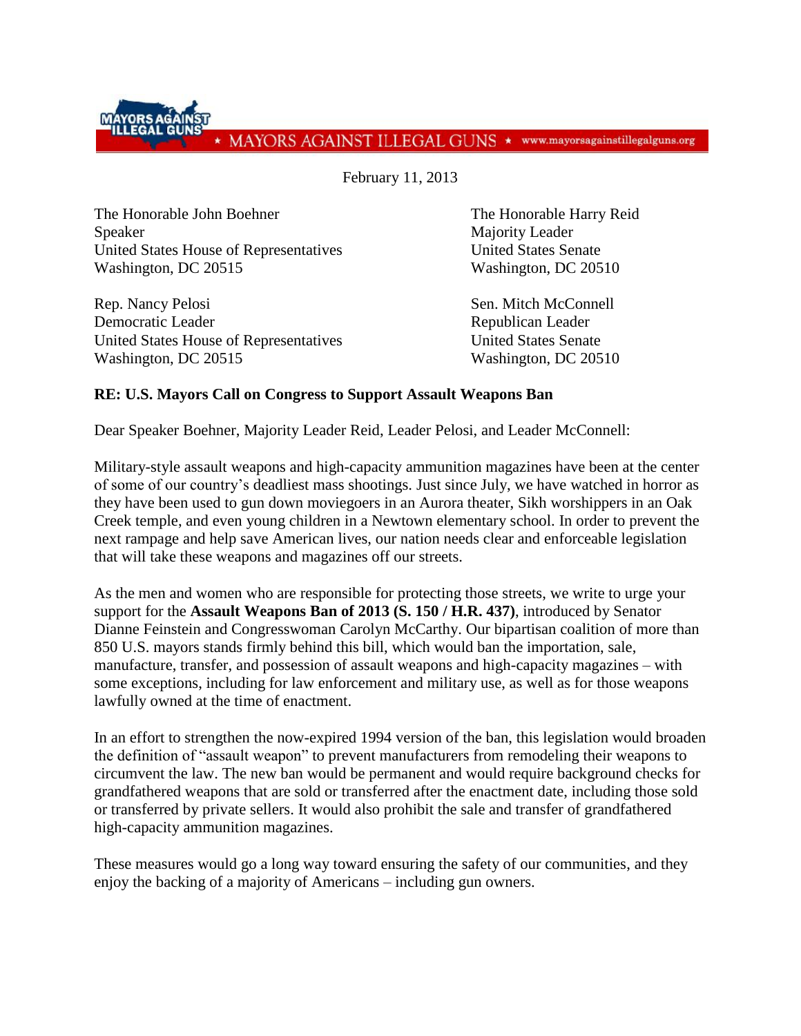MAYORS AGAINST ILLEGAL GUNS ★ MAYORS AGAINST ILLEGAL GUNS ★ www.mayorsagainstillegalguns.org

February 11, 2013

The Honorable John Boehner
Speaker
United States House of Representatives
Washington, DC 20515

The Honorable Harry Reid
Majority Leader
United States Senate
Washington, DC 20510

Rep. Nancy Pelosi
Democratic Leader
United States House of Representatives
Washington, DC 20515

Sen. Mitch McConnell
Republican Leader
United States Senate
Washington, DC 20510

**RE: U.S. Mayors Call on Congress to Support Assault Weapons Ban**

Dear Speaker Boehner, Majority Leader Reid, Leader Pelosi, and Leader McConnell:

Military-style assault weapons and high-capacity ammunition magazines have been at the center of some of our country's deadliest mass shootings. Just since July, we have watched in horror as they have been used to gun down moviegoers in an Aurora theater, Sikh worshippers in an Oak Creek temple, and even young children in a Newtown elementary school. In order to prevent the next rampage and help save American lives, our nation needs clear and enforceable legislation that will take these weapons and magazines off our streets.

As the men and women who are responsible for protecting those streets, we write to urge your support for the **Assault Weapons Ban of 2013 (S. 150 / H.R. 437)**, introduced by Senator Dianne Feinstein and Congresswoman Carolyn McCarthy. Our bipartisan coalition of more than 850 U.S. mayors stands firmly behind this bill, which would ban the importation, sale, manufacture, transfer, and possession of assault weapons and high-capacity magazines – with some exceptions, including for law enforcement and military use, as well as for those weapons lawfully owned at the time of enactment.

In an effort to strengthen the now-expired 1994 version of the ban, this legislation would broaden the definition of "assault weapon" to prevent manufacturers from remodeling their weapons to circumvent the law. The new ban would be permanent and would require background checks for grandfathered weapons that are sold or transferred after the enactment date, including those sold or transferred by private sellers. It would also prohibit the sale and transfer of grandfathered high-capacity ammunition magazines.

These measures would go a long way toward ensuring the safety of our communities, and they enjoy the backing of a majority of Americans – including gun owners.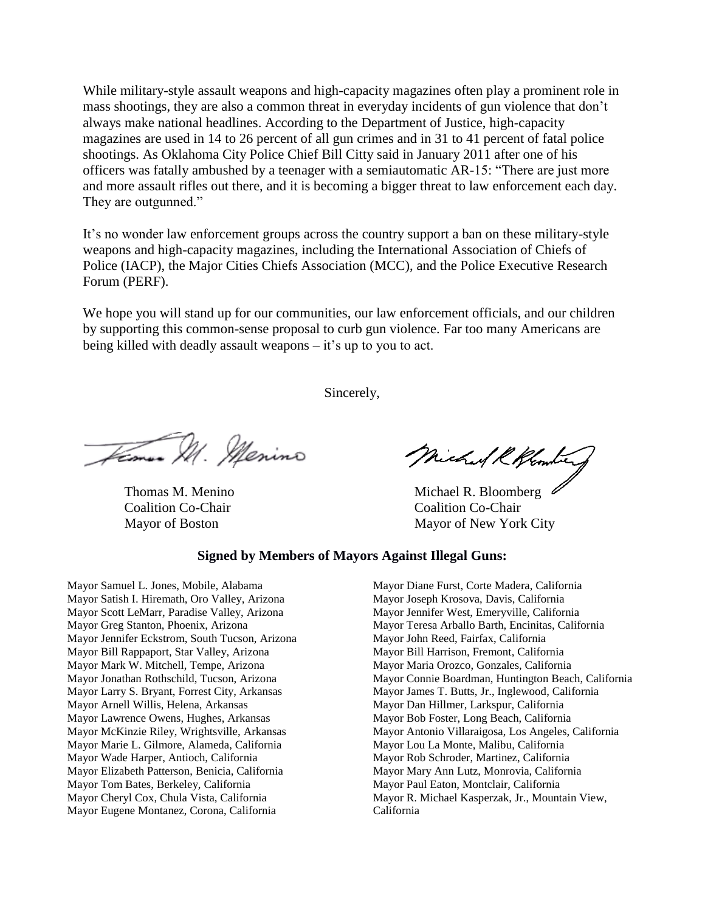While military-style assault weapons and high-capacity magazines often play a prominent role in mass shootings, they are also a common threat in everyday incidents of gun violence that don't always make national headlines. According to the Department of Justice, high-capacity magazines are used in 14 to 26 percent of all gun crimes and in 31 to 41 percent of fatal police shootings. As Oklahoma City Police Chief Bill Citty said in January 2011 after one of his officers was fatally ambushed by a teenager with a semiautomatic AR-15: "There are just more and more assault rifles out there, and it is becoming a bigger threat to law enforcement each day. They are outgunned."

It's no wonder law enforcement groups across the country support a ban on these military-style weapons and high-capacity magazines, including the International Association of Chiefs of Police (IACP), the Major Cities Chiefs Association (MCC), and the Police Executive Research Forum (PERF).

We hope you will stand up for our communities, our law enforcement officials, and our children by supporting this common-sense proposal to curb gun violence. Far too many Americans are being killed with deadly assault weapons – it's up to you to act.

Sincerely,

Thomas M. Menino
Coalition Co-Chair
Mayor of Boston

Michael R. Bloomberg
Coalition Co-Chair
Mayor of New York City

**Signed by Members of Mayors Against Illegal Guns:**

Mayor Samuel L. Jones, Mobile, Alabama
Mayor Satish I. Hiremath, Oro Valley, Arizona
Mayor Scott LeMarr, Paradise Valley, Arizona
Mayor Greg Stanton, Phoenix, Arizona
Mayor Jennifer Eckstrom, South Tucson, Arizona
Mayor Bill Rappaport, Star Valley, Arizona
Mayor Mark W. Mitchell, Tempe, Arizona
Mayor Jonathan Rothschild, Tucson, Arizona
Mayor Larry S. Bryant, Forrest City, Arkansas
Mayor Arnell Willis, Helena, Arkansas
Mayor Lawrence Owens, Hughes, Arkansas
Mayor McKinzie Riley, Wrightsville, Arkansas
Mayor Marie L. Gilmore, Alameda, California
Mayor Wade Harper, Antioch, California
Mayor Elizabeth Patterson, Benicia, California
Mayor Tom Bates, Berkeley, California
Mayor Cheryl Cox, Chula Vista, California
Mayor Eugene Montanez, Corona, California
Mayor Diane Furst, Corte Madera, California
Mayor Joseph Krosova, Davis, California
Mayor Jennifer West, Emeryville, California
Mayor Teresa Arballo Barth, Encinitas, California
Mayor John Reed, Fairfax, California
Mayor Bill Harrison, Fremont, California
Mayor Maria Orozco, Gonzales, California
Mayor Connie Boardman, Huntington Beach, California
Mayor James T. Butts, Jr., Inglewood, California
Mayor Dan Hillmer, Larkspur, California
Mayor Bob Foster, Long Beach, California
Mayor Antonio Villaraigosa, Los Angeles, California
Mayor Lou La Monte, Malibu, California
Mayor Rob Schroder, Martinez, California
Mayor Mary Ann Lutz, Monrovia, California
Mayor Paul Eaton, Montclair, California
Mayor R. Michael Kasperzak, Jr., Mountain View, California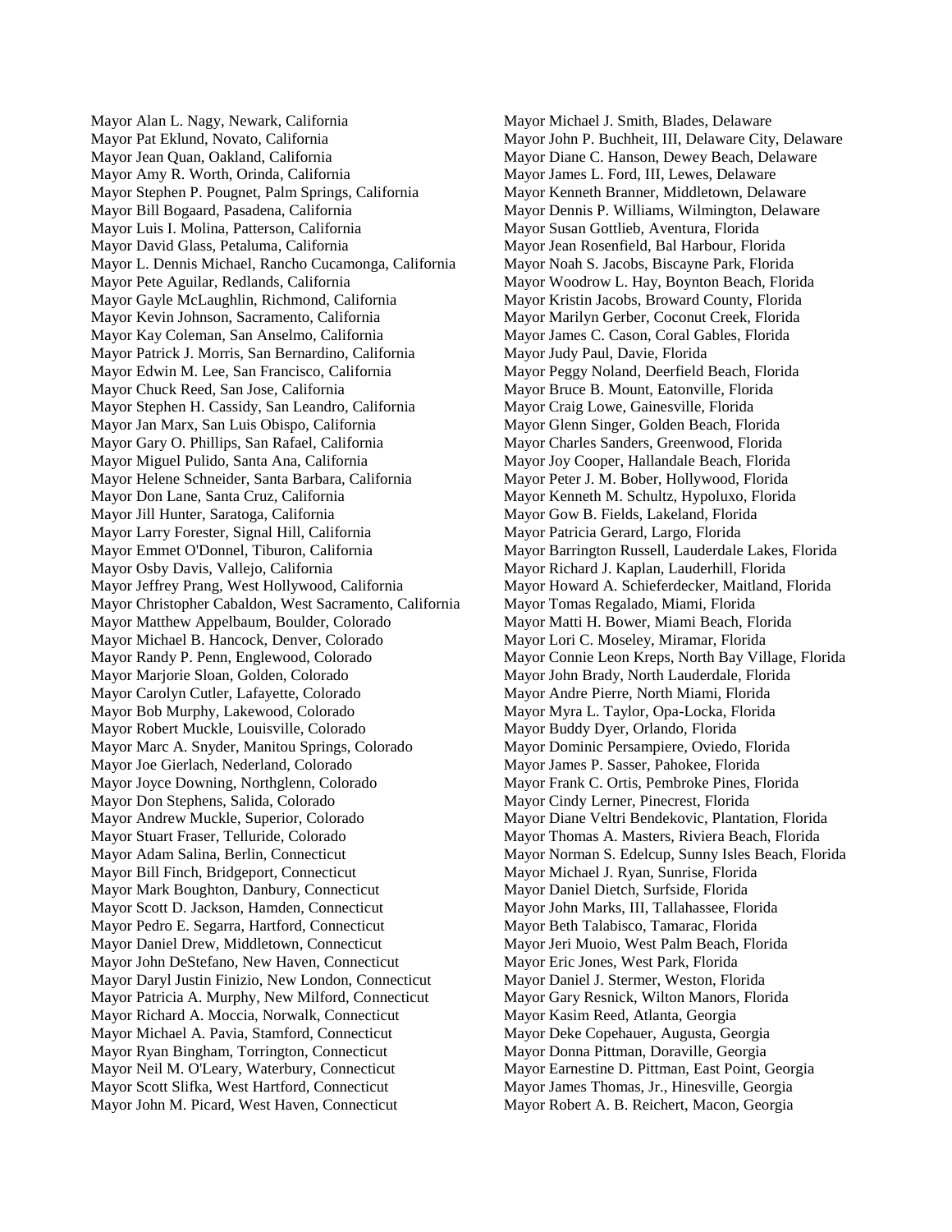Mayor Alan L. Nagy, Newark, California
Mayor Pat Eklund, Novato, California
Mayor Jean Quan, Oakland, California
Mayor Amy R. Worth, Orinda, California
Mayor Stephen P. Pougnet, Palm Springs, California
Mayor Bill Bogaard, Pasadena, California
Mayor Luis I. Molina, Patterson, California
Mayor David Glass, Petaluma, California
Mayor L. Dennis Michael, Rancho Cucamonga, California
Mayor Pete Aguilar, Redlands, California
Mayor Gayle McLaughlin, Richmond, California
Mayor Kevin Johnson, Sacramento, California
Mayor Kay Coleman, San Anselmo, California
Mayor Patrick J. Morris, San Bernardino, California
Mayor Edwin M. Lee, San Francisco, California
Mayor Chuck Reed, San Jose, California
Mayor Stephen H. Cassidy, San Leandro, California
Mayor Jan Marx, San Luis Obispo, California
Mayor Gary O. Phillips, San Rafael, California
Mayor Miguel Pulido, Santa Ana, California
Mayor Helene Schneider, Santa Barbara, California
Mayor Don Lane, Santa Cruz, California
Mayor Jill Hunter, Saratoga, California
Mayor Larry Forester, Signal Hill, California
Mayor Emmet O'Donnel, Tiburon, California
Mayor Osby Davis, Vallejo, California
Mayor Jeffrey Prang, West Hollywood, California
Mayor Christopher Cabaldon, West Sacramento, California
Mayor Matthew Appelbaum, Boulder, Colorado
Mayor Michael B. Hancock, Denver, Colorado
Mayor Randy P. Penn, Englewood, Colorado
Mayor Marjorie Sloan, Golden, Colorado
Mayor Carolyn Cutler, Lafayette, Colorado
Mayor Bob Murphy, Lakewood, Colorado
Mayor Robert Muckle, Louisville, Colorado
Mayor Marc A. Snyder, Manitou Springs, Colorado
Mayor Joe Gierlach, Nederland, Colorado
Mayor Joyce Downing, Northglenn, Colorado
Mayor Don Stephens, Salida, Colorado
Mayor Andrew Muckle, Superior, Colorado
Mayor Stuart Fraser, Telluride, Colorado
Mayor Adam Salina, Berlin, Connecticut
Mayor Bill Finch, Bridgeport, Connecticut
Mayor Mark Boughton, Danbury, Connecticut
Mayor Scott D. Jackson, Hamden, Connecticut
Mayor Pedro E. Segarra, Hartford, Connecticut
Mayor Daniel Drew, Middletown, Connecticut
Mayor John DeStefano, New Haven, Connecticut
Mayor Daryl Justin Finizio, New London, Connecticut
Mayor Patricia A. Murphy, New Milford, Connecticut
Mayor Richard A. Moccia, Norwalk, Connecticut
Mayor Michael A. Pavia, Stamford, Connecticut
Mayor Ryan Bingham, Torrington, Connecticut
Mayor Neil M. O'Leary, Waterbury, Connecticut
Mayor Scott Slifka, West Hartford, Connecticut
Mayor John M. Picard, West Haven, Connecticut
Mayor Michael J. Smith, Blades, Delaware
Mayor John P. Buchheit, III, Delaware City, Delaware
Mayor Diane C. Hanson, Dewey Beach, Delaware
Mayor James L. Ford, III, Lewes, Delaware
Mayor Kenneth Branner, Middletown, Delaware
Mayor Dennis P. Williams, Wilmington, Delaware
Mayor Susan Gottlieb, Aventura, Florida
Mayor Jean Rosenfield, Bal Harbour, Florida
Mayor Noah S. Jacobs, Biscayne Park, Florida
Mayor Woodrow L. Hay, Boynton Beach, Florida
Mayor Kristin Jacobs, Broward County, Florida
Mayor Marilyn Gerber, Coconut Creek, Florida
Mayor James C. Cason, Coral Gables, Florida
Mayor Judy Paul, Davie, Florida
Mayor Peggy Noland, Deerfield Beach, Florida
Mayor Bruce B. Mount, Eatonville, Florida
Mayor Craig Lowe, Gainesville, Florida
Mayor Glenn Singer, Golden Beach, Florida
Mayor Charles Sanders, Greenwood, Florida
Mayor Joy Cooper, Hallandale Beach, Florida
Mayor Peter J. M. Bober, Hollywood, Florida
Mayor Kenneth M. Schultz, Hypoluxo, Florida
Mayor Gow B. Fields, Lakeland, Florida
Mayor Patricia Gerard, Largo, Florida
Mayor Barrington Russell, Lauderdale Lakes, Florida
Mayor Richard J. Kaplan, Lauderhill, Florida
Mayor Howard A. Schieferdecker, Maitland, Florida
Mayor Tomas Regalado, Miami, Florida
Mayor Matti H. Bower, Miami Beach, Florida
Mayor Lori C. Moseley, Miramar, Florida
Mayor Connie Leon Kreps, North Bay Village, Florida
Mayor John Brady, North Lauderdale, Florida
Mayor Andre Pierre, North Miami, Florida
Mayor Myra L. Taylor, Opa-Locka, Florida
Mayor Buddy Dyer, Orlando, Florida
Mayor Dominic Persampiere, Oviedo, Florida
Mayor James P. Sasser, Pahokee, Florida
Mayor Frank C. Ortis, Pembroke Pines, Florida
Mayor Cindy Lerner, Pinecrest, Florida
Mayor Diane Veltri Bendekovic, Plantation, Florida
Mayor Thomas A. Masters, Riviera Beach, Florida
Mayor Norman S. Edelcup, Sunny Isles Beach, Florida
Mayor Michael J. Ryan, Sunrise, Florida
Mayor Daniel Dietch, Surfside, Florida
Mayor John Marks, III, Tallahassee, Florida
Mayor Beth Talabisco, Tamarac, Florida
Mayor Jeri Muoio, West Palm Beach, Florida
Mayor Eric Jones, West Park, Florida
Mayor Daniel J. Stermer, Weston, Florida
Mayor Gary Resnick, Wilton Manors, Florida
Mayor Kasim Reed, Atlanta, Georgia
Mayor Deke Copehauer, Augusta, Georgia
Mayor Donna Pittman, Doraville, Georgia
Mayor Earnestine D. Pittman, East Point, Georgia
Mayor James Thomas, Jr., Hinesville, Georgia
Mayor Robert A. B. Reichert, Macon, Georgia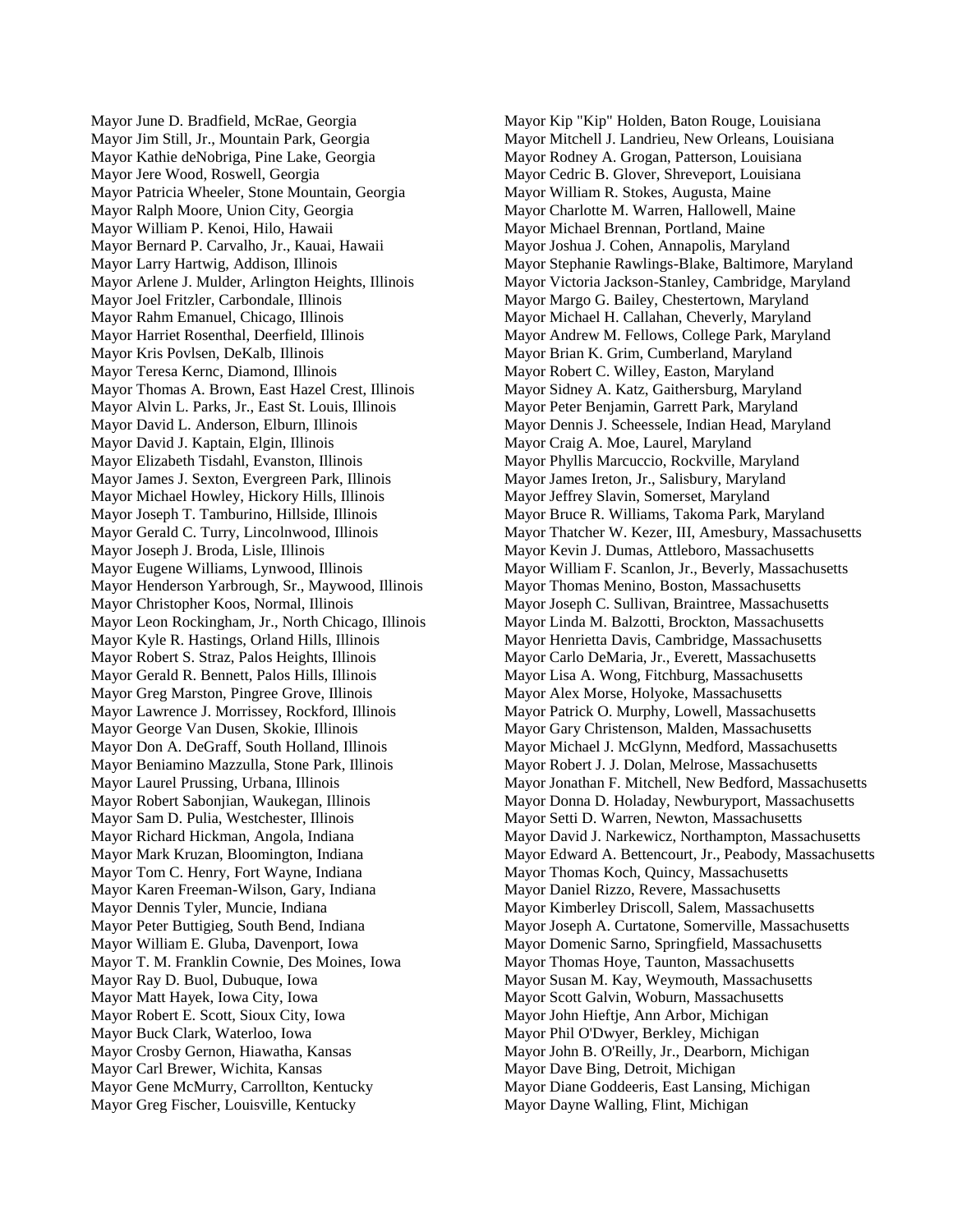Mayor June D. Bradfield, McRae, Georgia
Mayor Jim Still, Jr., Mountain Park, Georgia
Mayor Kathie deNobriga, Pine Lake, Georgia
Mayor Jere Wood, Roswell, Georgia
Mayor Patricia Wheeler, Stone Mountain, Georgia
Mayor Ralph Moore, Union City, Georgia
Mayor William P. Kenoi, Hilo, Hawaii
Mayor Bernard P. Carvalho, Jr., Kauai, Hawaii
Mayor Larry Hartwig, Addison, Illinois
Mayor Arlene J. Mulder, Arlington Heights, Illinois
Mayor Joel Fritzler, Carbondale, Illinois
Mayor Rahm Emanuel, Chicago, Illinois
Mayor Harriet Rosenthal, Deerfield, Illinois
Mayor Kris Povlsen, DeKalb, Illinois
Mayor Teresa Kernc, Diamond, Illinois
Mayor Thomas A. Brown, East Hazel Crest, Illinois
Mayor Alvin L. Parks, Jr., East St. Louis, Illinois
Mayor David L. Anderson, Elburn, Illinois
Mayor David J. Kaptain, Elgin, Illinois
Mayor Elizabeth Tisdahl, Evanston, Illinois
Mayor James J. Sexton, Evergreen Park, Illinois
Mayor Michael Howley, Hickory Hills, Illinois
Mayor Joseph T. Tamburino, Hillside, Illinois
Mayor Gerald C. Turry, Lincolnwood, Illinois
Mayor Joseph J. Broda, Lisle, Illinois
Mayor Eugene Williams, Lynwood, Illinois
Mayor Henderson Yarbrough, Sr., Maywood, Illinois
Mayor Christopher Koos, Normal, Illinois
Mayor Leon Rockingham, Jr., North Chicago, Illinois
Mayor Kyle R. Hastings, Orland Hills, Illinois
Mayor Robert S. Straz, Palos Heights, Illinois
Mayor Gerald R. Bennett, Palos Hills, Illinois
Mayor Greg Marston, Pingree Grove, Illinois
Mayor Lawrence J. Morrissey, Rockford, Illinois
Mayor George Van Dusen, Skokie, Illinois
Mayor Don A. DeGraff, South Holland, Illinois
Mayor Beniamino Mazzulla, Stone Park, Illinois
Mayor Laurel Prussing, Urbana, Illinois
Mayor Robert Sabonjian, Waukegan, Illinois
Mayor Sam D. Pulia, Westchester, Illinois
Mayor Richard Hickman, Angola, Indiana
Mayor Mark Kruzan, Bloomington, Indiana
Mayor Tom C. Henry, Fort Wayne, Indiana
Mayor Karen Freeman-Wilson, Gary, Indiana
Mayor Dennis Tyler, Muncie, Indiana
Mayor Peter Buttigieg, South Bend, Indiana
Mayor William E. Gluba, Davenport, Iowa
Mayor T. M. Franklin Cownie, Des Moines, Iowa
Mayor Ray D. Buol, Dubuque, Iowa
Mayor Matt Hayek, Iowa City, Iowa
Mayor Robert E. Scott, Sioux City, Iowa
Mayor Buck Clark, Waterloo, Iowa
Mayor Crosby Gernon, Hiawatha, Kansas
Mayor Carl Brewer, Wichita, Kansas
Mayor Gene McMurry, Carrollton, Kentucky
Mayor Greg Fischer, Louisville, Kentucky
Mayor Kip "Kip" Holden, Baton Rouge, Louisiana
Mayor Mitchell J. Landrieu, New Orleans, Louisiana
Mayor Rodney A. Grogan, Patterson, Louisiana
Mayor Cedric B. Glover, Shreveport, Louisiana
Mayor William R. Stokes, Augusta, Maine
Mayor Charlotte M. Warren, Hallowell, Maine
Mayor Michael Brennan, Portland, Maine
Mayor Joshua J. Cohen, Annapolis, Maryland
Mayor Stephanie Rawlings-Blake, Baltimore, Maryland
Mayor Victoria Jackson-Stanley, Cambridge, Maryland
Mayor Margo G. Bailey, Chestertown, Maryland
Mayor Michael H. Callahan, Cheverly, Maryland
Mayor Andrew M. Fellows, College Park, Maryland
Mayor Brian K. Grim, Cumberland, Maryland
Mayor Robert C. Willey, Easton, Maryland
Mayor Sidney A. Katz, Gaithersburg, Maryland
Mayor Peter Benjamin, Garrett Park, Maryland
Mayor Dennis J. Scheessele, Indian Head, Maryland
Mayor Craig A. Moe, Laurel, Maryland
Mayor Phyllis Marcuccio, Rockville, Maryland
Mayor James Ireton, Jr., Salisbury, Maryland
Mayor Jeffrey Slavin, Somerset, Maryland
Mayor Bruce R. Williams, Takoma Park, Maryland
Mayor Thatcher W. Kezer, III, Amesbury, Massachusetts
Mayor Kevin J. Dumas, Attleboro, Massachusetts
Mayor William F. Scanlon, Jr., Beverly, Massachusetts
Mayor Thomas Menino, Boston, Massachusetts
Mayor Joseph C. Sullivan, Braintree, Massachusetts
Mayor Linda M. Balzotti, Brockton, Massachusetts
Mayor Henrietta Davis, Cambridge, Massachusetts
Mayor Carlo DeMaria, Jr., Everett, Massachusetts
Mayor Lisa A. Wong, Fitchburg, Massachusetts
Mayor Alex Morse, Holyoke, Massachusetts
Mayor Patrick O. Murphy, Lowell, Massachusetts
Mayor Gary Christenson, Malden, Massachusetts
Mayor Michael J. McGlynn, Medford, Massachusetts
Mayor Robert J. J. Dolan, Melrose, Massachusetts
Mayor Jonathan F. Mitchell, New Bedford, Massachusetts
Mayor Donna D. Holaday, Newburyport, Massachusetts
Mayor Setti D. Warren, Newton, Massachusetts
Mayor David J. Narkewicz, Northampton, Massachusetts
Mayor Edward A. Bettencourt, Jr., Peabody, Massachusetts
Mayor Thomas Koch, Quincy, Massachusetts
Mayor Daniel Rizzo, Revere, Massachusetts
Mayor Kimberley Driscoll, Salem, Massachusetts
Mayor Joseph A. Curtatone, Somerville, Massachusetts
Mayor Domenic Sarno, Springfield, Massachusetts
Mayor Thomas Hoye, Taunton, Massachusetts
Mayor Susan M. Kay, Weymouth, Massachusetts
Mayor Scott Galvin, Woburn, Massachusetts
Mayor John Hieftje, Ann Arbor, Michigan
Mayor Phil O'Dwyer, Berkley, Michigan
Mayor John B. O'Reilly, Jr., Dearborn, Michigan
Mayor Dave Bing, Detroit, Michigan
Mayor Diane Goddeeris, East Lansing, Michigan
Mayor Dayne Walling, Flint, Michigan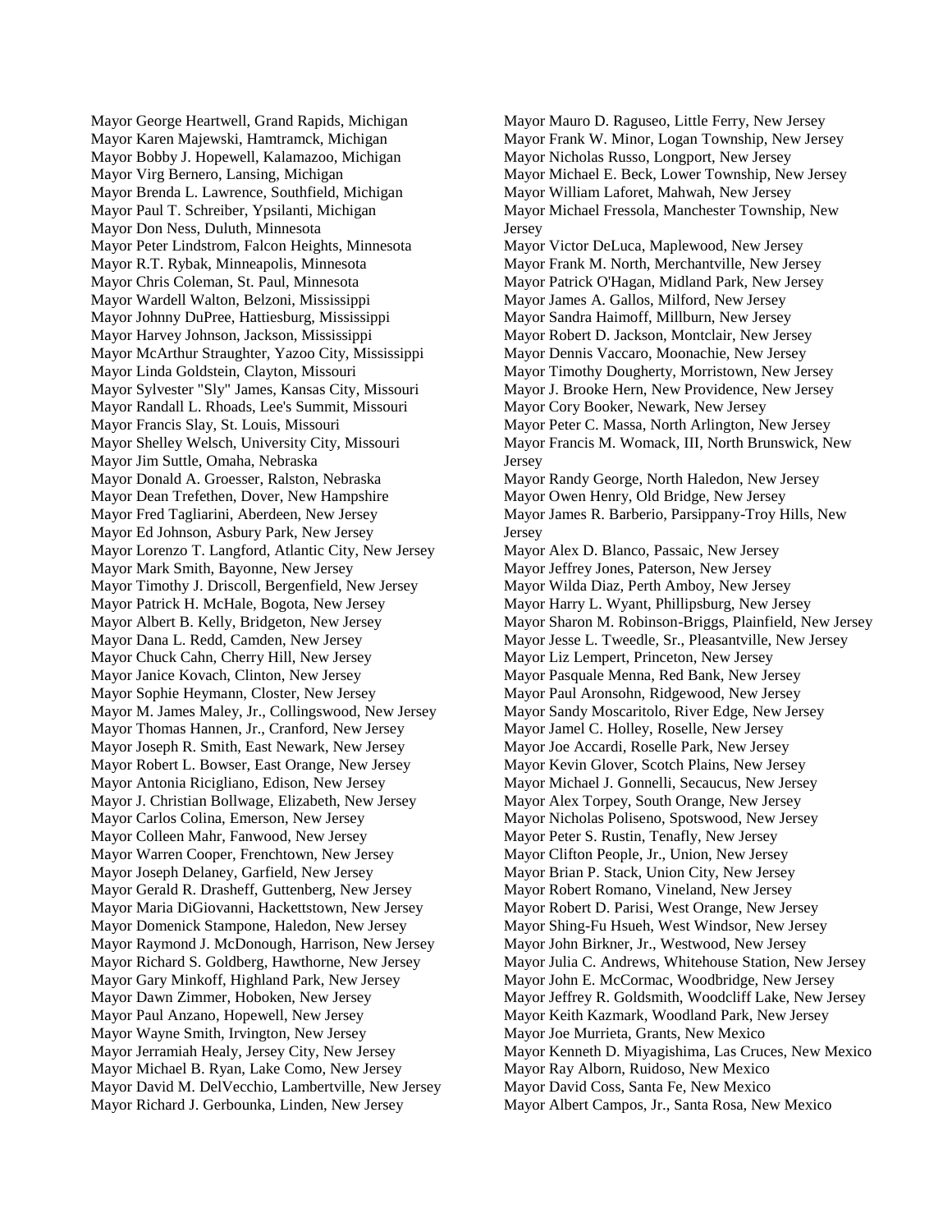Mayor George Heartwell, Grand Rapids, Michigan
Mayor Karen Majewski, Hamtramck, Michigan
Mayor Bobby J. Hopewell, Kalamazoo, Michigan
Mayor Virg Bernero, Lansing, Michigan
Mayor Brenda L. Lawrence, Southfield, Michigan
Mayor Paul T. Schreiber, Ypsilanti, Michigan
Mayor Don Ness, Duluth, Minnesota
Mayor Peter Lindstrom, Falcon Heights, Minnesota
Mayor R.T. Rybak, Minneapolis, Minnesota
Mayor Chris Coleman, St. Paul, Minnesota
Mayor Wardell Walton, Belzoni, Mississippi
Mayor Johnny DuPree, Hattiesburg, Mississippi
Mayor Harvey Johnson, Jackson, Mississippi
Mayor McArthur Straughter, Yazoo City, Mississippi
Mayor Linda Goldstein, Clayton, Missouri
Mayor Sylvester "Sly" James, Kansas City, Missouri
Mayor Randall L. Rhoads, Lee's Summit, Missouri
Mayor Francis Slay, St. Louis, Missouri
Mayor Shelley Welsch, University City, Missouri
Mayor Jim Suttle, Omaha, Nebraska
Mayor Donald A. Groesser, Ralston, Nebraska
Mayor Dean Trefethen, Dover, New Hampshire
Mayor Fred Tagliarini, Aberdeen, New Jersey
Mayor Ed Johnson, Asbury Park, New Jersey
Mayor Lorenzo T. Langford, Atlantic City, New Jersey
Mayor Mark Smith, Bayonne, New Jersey
Mayor Timothy J. Driscoll, Bergenfield, New Jersey
Mayor Patrick H. McHale, Bogota, New Jersey
Mayor Albert B. Kelly, Bridgeton, New Jersey
Mayor Dana L. Redd, Camden, New Jersey
Mayor Chuck Cahn, Cherry Hill, New Jersey
Mayor Janice Kovach, Clinton, New Jersey
Mayor Sophie Heymann, Closter, New Jersey
Mayor M. James Maley, Jr., Collingswood, New Jersey
Mayor Thomas Hannen, Jr., Cranford, New Jersey
Mayor Joseph R. Smith, East Newark, New Jersey
Mayor Robert L. Bowser, East Orange, New Jersey
Mayor Antonia Ricigliano, Edison, New Jersey
Mayor J. Christian Bollwage, Elizabeth, New Jersey
Mayor Carlos Colina, Emerson, New Jersey
Mayor Colleen Mahr, Fanwood, New Jersey
Mayor Warren Cooper, Frenchtown, New Jersey
Mayor Joseph Delaney, Garfield, New Jersey
Mayor Gerald R. Drasheff, Guttenberg, New Jersey
Mayor Maria DiGiovanni, Hackettstown, New Jersey
Mayor Domenick Stampone, Haledon, New Jersey
Mayor Raymond J. McDonough, Harrison, New Jersey
Mayor Richard S. Goldberg, Hawthorne, New Jersey
Mayor Gary Minkoff, Highland Park, New Jersey
Mayor Dawn Zimmer, Hoboken, New Jersey
Mayor Paul Anzano, Hopewell, New Jersey
Mayor Wayne Smith, Irvington, New Jersey
Mayor Jerramiah Healy, Jersey City, New Jersey
Mayor Michael B. Ryan, Lake Como, New Jersey
Mayor David M. DelVecchio, Lambertville, New Jersey
Mayor Richard J. Gerbounka, Linden, New Jersey
Mayor Mauro D. Raguseo, Little Ferry, New Jersey
Mayor Frank W. Minor, Logan Township, New Jersey
Mayor Nicholas Russo, Longport, New Jersey
Mayor Michael E. Beck, Lower Township, New Jersey
Mayor William Laforet, Mahwah, New Jersey
Mayor Michael Fressola, Manchester Township, New Jersey
Mayor Victor DeLuca, Maplewood, New Jersey
Mayor Frank M. North, Merchantville, New Jersey
Mayor Patrick O'Hagan, Midland Park, New Jersey
Mayor James A. Gallos, Milford, New Jersey
Mayor Sandra Haimoff, Millburn, New Jersey
Mayor Robert D. Jackson, Montclair, New Jersey
Mayor Dennis Vaccaro, Moonachie, New Jersey
Mayor Timothy Dougherty, Morristown, New Jersey
Mayor J. Brooke Hern, New Providence, New Jersey
Mayor Cory Booker, Newark, New Jersey
Mayor Peter C. Massa, North Arlington, New Jersey
Mayor Francis M. Womack, III, North Brunswick, New Jersey
Mayor Randy George, North Haledon, New Jersey
Mayor Owen Henry, Old Bridge, New Jersey
Mayor James R. Barberio, Parsippany-Troy Hills, New Jersey
Mayor Alex D. Blanco, Passaic, New Jersey
Mayor Jeffrey Jones, Paterson, New Jersey
Mayor Wilda Diaz, Perth Amboy, New Jersey
Mayor Harry L. Wyant, Phillipsburg, New Jersey
Mayor Sharon M. Robinson-Briggs, Plainfield, New Jersey
Mayor Jesse L. Tweedle, Sr., Pleasantville, New Jersey
Mayor Liz Lempert, Princeton, New Jersey
Mayor Pasquale Menna, Red Bank, New Jersey
Mayor Paul Aronsohn, Ridgewood, New Jersey
Mayor Sandy Moscaritolo, River Edge, New Jersey
Mayor Jamel C. Holley, Roselle, New Jersey
Mayor Joe Accardi, Roselle Park, New Jersey
Mayor Kevin Glover, Scotch Plains, New Jersey
Mayor Michael J. Gonnelli, Secaucus, New Jersey
Mayor Alex Torpey, South Orange, New Jersey
Mayor Nicholas Poliseno, Spotswood, New Jersey
Mayor Peter S. Rustin, Tenafly, New Jersey
Mayor Clifton People, Jr., Union, New Jersey
Mayor Brian P. Stack, Union City, New Jersey
Mayor Robert Romano, Vineland, New Jersey
Mayor Robert D. Parisi, West Orange, New Jersey
Mayor Shing-Fu Hsueh, West Windsor, New Jersey
Mayor John Birkner, Jr., Westwood, New Jersey
Mayor Julia C. Andrews, Whitehouse Station, New Jersey
Mayor John E. McCormac, Woodbridge, New Jersey
Mayor Jeffrey R. Goldsmith, Woodcliff Lake, New Jersey
Mayor Keith Kazmark, Woodland Park, New Jersey
Mayor Joe Murrieta, Grants, New Mexico
Mayor Kenneth D. Miyagishima, Las Cruces, New Mexico
Mayor Ray Alborn, Ruidoso, New Mexico
Mayor David Coss, Santa Fe, New Mexico
Mayor Albert Campos, Jr., Santa Rosa, New Mexico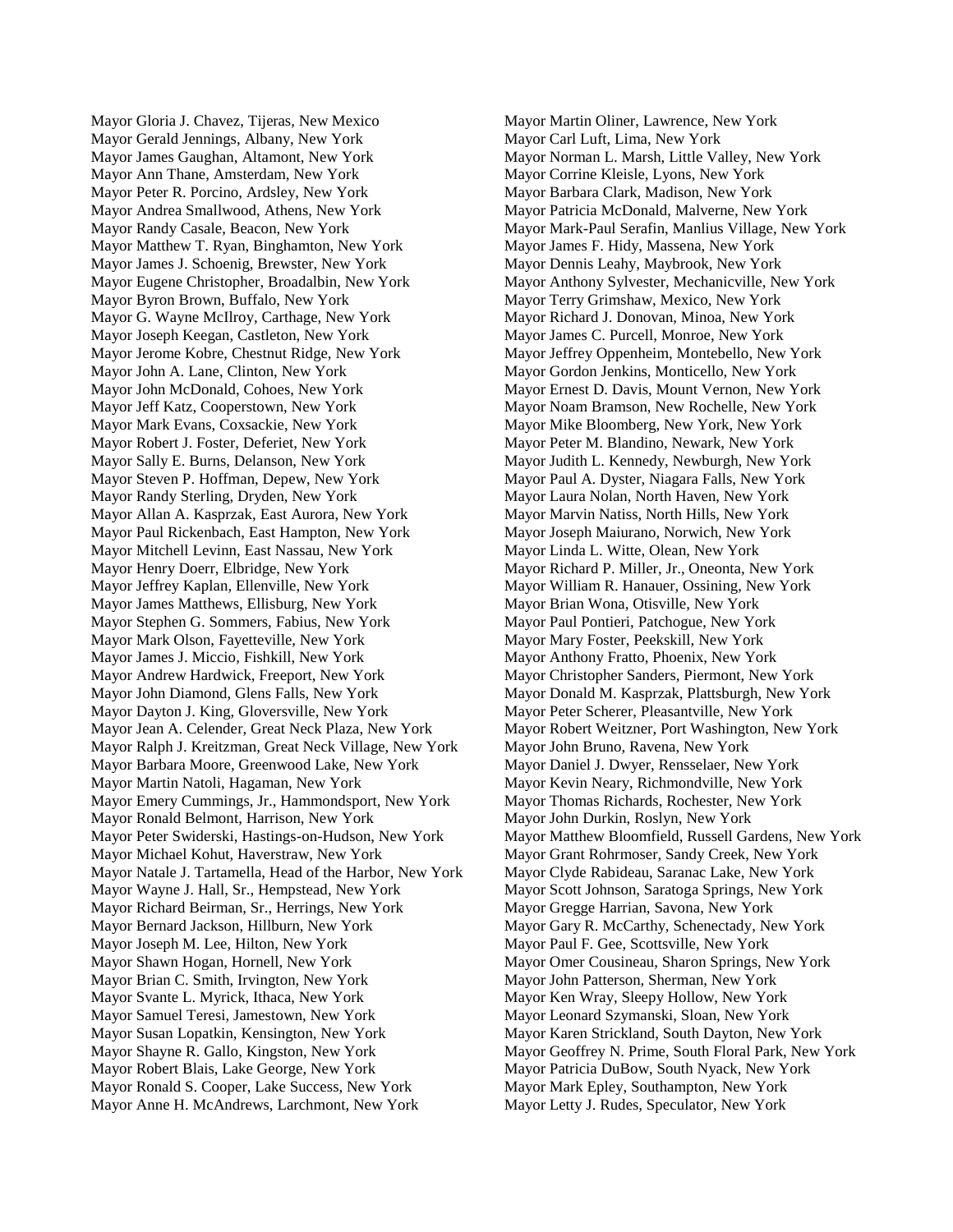Mayor Gloria J. Chavez, Tijeras, New Mexico
Mayor Gerald Jennings, Albany, New York
Mayor James Gaughan, Altamont, New York
Mayor Ann Thane, Amsterdam, New York
Mayor Peter R. Porcino, Ardsley, New York
Mayor Andrea Smallwood, Athens, New York
Mayor Randy Casale, Beacon, New York
Mayor Matthew T. Ryan, Binghamton, New York
Mayor James J. Schoenig, Brewster, New York
Mayor Eugene Christopher, Broadalbin, New York
Mayor Byron Brown, Buffalo, New York
Mayor G. Wayne McIlroy, Carthage, New York
Mayor Joseph Keegan, Castleton, New York
Mayor Jerome Kobre, Chestnut Ridge, New York
Mayor John A. Lane, Clinton, New York
Mayor John McDonald, Cohoes, New York
Mayor Jeff Katz, Cooperstown, New York
Mayor Mark Evans, Coxsackie, New York
Mayor Robert J. Foster, Deferiet, New York
Mayor Sally E. Burns, Delanson, New York
Mayor Steven P. Hoffman, Depew, New York
Mayor Randy Sterling, Dryden, New York
Mayor Allan A. Kasprzak, East Aurora, New York
Mayor Paul Rickenbach, East Hampton, New York
Mayor Mitchell Levinn, East Nassau, New York
Mayor Henry Doerr, Elbridge, New York
Mayor Jeffrey Kaplan, Ellenville, New York
Mayor James Matthews, Ellisburg, New York
Mayor Stephen G. Sommers, Fabius, New York
Mayor Mark Olson, Fayetteville, New York
Mayor James J. Miccio, Fishkill, New York
Mayor Andrew Hardwick, Freeport, New York
Mayor John Diamond, Glens Falls, New York
Mayor Dayton J. King, Gloversville, New York
Mayor Jean A. Celender, Great Neck Plaza, New York
Mayor Ralph J. Kreitzman, Great Neck Village, New York
Mayor Barbara Moore, Greenwood Lake, New York
Mayor Martin Natoli, Hagaman, New York
Mayor Emery Cummings, Jr., Hammondsport, New York
Mayor Ronald Belmont, Harrison, New York
Mayor Peter Swiderski, Hastings-on-Hudson, New York
Mayor Michael Kohut, Haverstraw, New York
Mayor Natale J. Tartamella, Head of the Harbor, New York
Mayor Wayne J. Hall, Sr., Hempstead, New York
Mayor Richard Beirman, Sr., Herrings, New York
Mayor Bernard Jackson, Hillburn, New York
Mayor Joseph M. Lee, Hilton, New York
Mayor Shawn Hogan, Hornell, New York
Mayor Brian C. Smith, Irvington, New York
Mayor Svante L. Myrick, Ithaca, New York
Mayor Samuel Teresi, Jamestown, New York
Mayor Susan Lopatkin, Kensington, New York
Mayor Shayne R. Gallo, Kingston, New York
Mayor Robert Blais, Lake George, New York
Mayor Ronald S. Cooper, Lake Success, New York
Mayor Anne H. McAndrews, Larchmont, New York
Mayor Martin Oliner, Lawrence, New York
Mayor Carl Luft, Lima, New York
Mayor Norman L. Marsh, Little Valley, New York
Mayor Corrine Kleisle, Lyons, New York
Mayor Barbara Clark, Madison, New York
Mayor Patricia McDonald, Malverne, New York
Mayor Mark-Paul Serafin, Manlius Village, New York
Mayor James F. Hidy, Massena, New York
Mayor Dennis Leahy, Maybrook, New York
Mayor Anthony Sylvester, Mechanicville, New York
Mayor Terry Grimshaw, Mexico, New York
Mayor Richard J. Donovan, Minoa, New York
Mayor James C. Purcell, Monroe, New York
Mayor Jeffrey Oppenheim, Montebello, New York
Mayor Gordon Jenkins, Monticello, New York
Mayor Ernest D. Davis, Mount Vernon, New York
Mayor Noam Bramson, New Rochelle, New York
Mayor Mike Bloomberg, New York, New York
Mayor Peter M. Blandino, Newark, New York
Mayor Judith L. Kennedy, Newburgh, New York
Mayor Paul A. Dyster, Niagara Falls, New York
Mayor Laura Nolan, North Haven, New York
Mayor Marvin Natiss, North Hills, New York
Mayor Joseph Maiurano, Norwich, New York
Mayor Linda L. Witte, Olean, New York
Mayor Richard P. Miller, Jr., Oneonta, New York
Mayor William R. Hanauer, Ossining, New York
Mayor Brian Wona, Otisville, New York
Mayor Paul Pontieri, Patchogue, New York
Mayor Mary Foster, Peekskill, New York
Mayor Anthony Fratto, Phoenix, New York
Mayor Christopher Sanders, Piermont, New York
Mayor Donald M. Kasprzak, Plattsburgh, New York
Mayor Peter Scherer, Pleasantville, New York
Mayor Robert Weitzner, Port Washington, New York
Mayor John Bruno, Ravena, New York
Mayor Daniel J. Dwyer, Rensselaer, New York
Mayor Kevin Neary, Richmondville, New York
Mayor Thomas Richards, Rochester, New York
Mayor John Durkin, Roslyn, New York
Mayor Matthew Bloomfield, Russell Gardens, New York
Mayor Grant Rohrmoser, Sandy Creek, New York
Mayor Clyde Rabideau, Saranac Lake, New York
Mayor Scott Johnson, Saratoga Springs, New York
Mayor Gregge Harrian, Savona, New York
Mayor Gary R. McCarthy, Schenectady, New York
Mayor Paul F. Gee, Scottsville, New York
Mayor Omer Cousineau, Sharon Springs, New York
Mayor John Patterson, Sherman, New York
Mayor Ken Wray, Sleepy Hollow, New York
Mayor Leonard Szymanski, Sloan, New York
Mayor Karen Strickland, South Dayton, New York
Mayor Geoffrey N. Prime, South Floral Park, New York
Mayor Patricia DuBow, South Nyack, New York
Mayor Mark Epley, Southampton, New York
Mayor Letty J. Rudes, Speculator, New York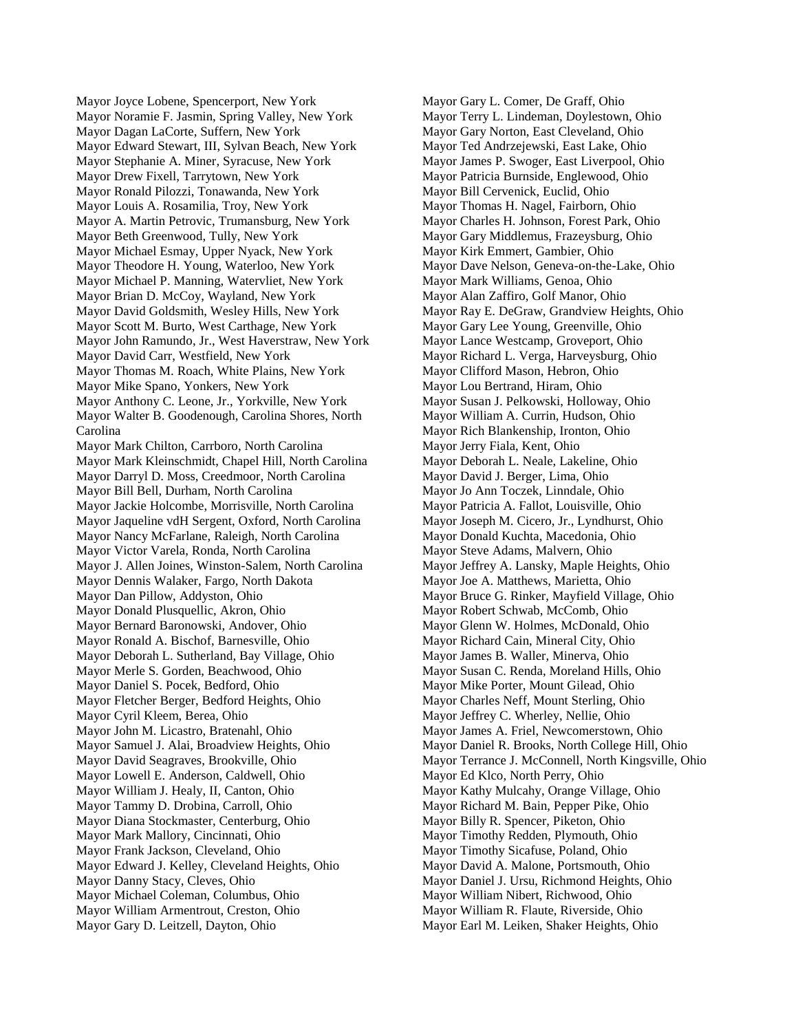Mayor Joyce Lobene, Spencerport, New York
Mayor Noramie F. Jasmin, Spring Valley, New York
Mayor Dagan LaCorte, Suffern, New York
Mayor Edward Stewart, III, Sylvan Beach, New York
Mayor Stephanie A. Miner, Syracuse, New York
Mayor Drew Fixell, Tarrytown, New York
Mayor Ronald Pilozzi, Tonawanda, New York
Mayor Louis A. Rosamilia, Troy, New York
Mayor A. Martin Petrovic, Trumansburg, New York
Mayor Beth Greenwood, Tully, New York
Mayor Michael Esmay, Upper Nyack, New York
Mayor Theodore H. Young, Waterloo, New York
Mayor Michael P. Manning, Watervliet, New York
Mayor Brian D. McCoy, Wayland, New York
Mayor David Goldsmith, Wesley Hills, New York
Mayor Scott M. Burto, West Carthage, New York
Mayor John Ramundo, Jr., West Haverstraw, New York
Mayor David Carr, Westfield, New York
Mayor Thomas M. Roach, White Plains, New York
Mayor Mike Spano, Yonkers, New York
Mayor Anthony C. Leone, Jr., Yorkville, New York
Mayor Walter B. Goodenough, Carolina Shores, North Carolina
Mayor Mark Chilton, Carrboro, North Carolina
Mayor Mark Kleinschmidt, Chapel Hill, North Carolina
Mayor Darryl D. Moss, Creedmoor, North Carolina
Mayor Bill Bell, Durham, North Carolina
Mayor Jackie Holcombe, Morrisville, North Carolina
Mayor Jaqueline vdH Sergent, Oxford, North Carolina
Mayor Nancy McFarlane, Raleigh, North Carolina
Mayor Victor Varela, Ronda, North Carolina
Mayor J. Allen Joines, Winston-Salem, North Carolina
Mayor Dennis Walaker, Fargo, North Dakota
Mayor Dan Pillow, Addyston, Ohio
Mayor Donald Plusquellic, Akron, Ohio
Mayor Bernard Baronowski, Andover, Ohio
Mayor Ronald A. Bischof, Barnesville, Ohio
Mayor Deborah L. Sutherland, Bay Village, Ohio
Mayor Merle S. Gorden, Beachwood, Ohio
Mayor Daniel S. Pocek, Bedford, Ohio
Mayor Fletcher Berger, Bedford Heights, Ohio
Mayor Cyril Kleem, Berea, Ohio
Mayor John M. Licastro, Bratenahl, Ohio
Mayor Samuel J. Alai, Broadview Heights, Ohio
Mayor David Seagraves, Brookville, Ohio
Mayor Lowell E. Anderson, Caldwell, Ohio
Mayor William J. Healy, II, Canton, Ohio
Mayor Tammy D. Drobina, Carroll, Ohio
Mayor Diana Stockmaster, Centerburg, Ohio
Mayor Mark Mallory, Cincinnati, Ohio
Mayor Frank Jackson, Cleveland, Ohio
Mayor Edward J. Kelley, Cleveland Heights, Ohio
Mayor Danny Stacy, Cleves, Ohio
Mayor Michael Coleman, Columbus, Ohio
Mayor William Armentrout, Creston, Ohio
Mayor Gary D. Leitzell, Dayton, Ohio
Mayor Gary L. Comer, De Graff, Ohio
Mayor Terry L. Lindeman, Doylestown, Ohio
Mayor Gary Norton, East Cleveland, Ohio
Mayor Ted Andrzejewski, East Lake, Ohio
Mayor James P. Swoger, East Liverpool, Ohio
Mayor Patricia Burnside, Englewood, Ohio
Mayor Bill Cervenick, Euclid, Ohio
Mayor Thomas H. Nagel, Fairborn, Ohio
Mayor Charles H. Johnson, Forest Park, Ohio
Mayor Gary Middlemus, Frazeysburg, Ohio
Mayor Kirk Emmert, Gambier, Ohio
Mayor Dave Nelson, Geneva-on-the-Lake, Ohio
Mayor Mark Williams, Genoa, Ohio
Mayor Alan Zaffiro, Golf Manor, Ohio
Mayor Ray E. DeGraw, Grandview Heights, Ohio
Mayor Gary Lee Young, Greenville, Ohio
Mayor Lance Westcamp, Groveport, Ohio
Mayor Richard L. Verga, Harveysburg, Ohio
Mayor Clifford Mason, Hebron, Ohio
Mayor Lou Bertrand, Hiram, Ohio
Mayor Susan J. Pelkowski, Holloway, Ohio
Mayor William A. Currin, Hudson, Ohio
Mayor Rich Blankenship, Ironton, Ohio
Mayor Jerry Fiala, Kent, Ohio
Mayor Deborah L. Neale, Lakeline, Ohio
Mayor David J. Berger, Lima, Ohio
Mayor Jo Ann Toczek, Linndale, Ohio
Mayor Patricia A. Fallot, Louisville, Ohio
Mayor Joseph M. Cicero, Jr., Lyndhurst, Ohio
Mayor Donald Kuchta, Macedonia, Ohio
Mayor Steve Adams, Malvern, Ohio
Mayor Jeffrey A. Lansky, Maple Heights, Ohio
Mayor Joe A. Matthews, Marietta, Ohio
Mayor Bruce G. Rinker, Mayfield Village, Ohio
Mayor Robert Schwab, McComb, Ohio
Mayor Glenn W. Holmes, McDonald, Ohio
Mayor Richard Cain, Mineral City, Ohio
Mayor James B. Waller, Minerva, Ohio
Mayor Susan C. Renda, Moreland Hills, Ohio
Mayor Mike Porter, Mount Gilead, Ohio
Mayor Charles Neff, Mount Sterling, Ohio
Mayor Jeffrey C. Wherley, Nellie, Ohio
Mayor James A. Friel, Newcomerstown, Ohio
Mayor Daniel R. Brooks, North College Hill, Ohio
Mayor Terrance J. McConnell, North Kingsville, Ohio
Mayor Ed Klco, North Perry, Ohio
Mayor Kathy Mulcahy, Orange Village, Ohio
Mayor Richard M. Bain, Pepper Pike, Ohio
Mayor Billy R. Spencer, Piketon, Ohio
Mayor Timothy Redden, Plymouth, Ohio
Mayor Timothy Sicafuse, Poland, Ohio
Mayor David A. Malone, Portsmouth, Ohio
Mayor Daniel J. Ursu, Richmond Heights, Ohio
Mayor William Nibert, Richwood, Ohio
Mayor William R. Flaute, Riverside, Ohio
Mayor Earl M. Leiken, Shaker Heights, Ohio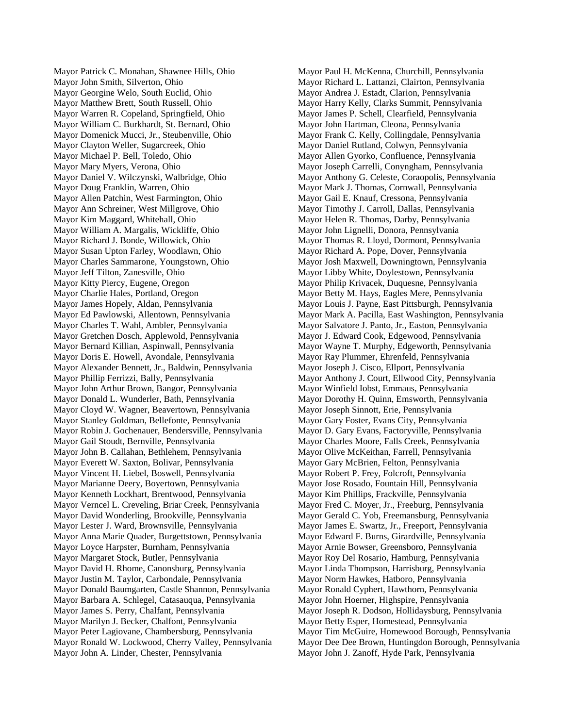Mayor Patrick C. Monahan, Shawnee Hills, Ohio
Mayor John Smith, Silverton, Ohio
Mayor Georgine Welo, South Euclid, Ohio
Mayor Matthew Brett, South Russell, Ohio
Mayor Warren R. Copeland, Springfield, Ohio
Mayor William C. Burkhardt, St. Bernard, Ohio
Mayor Domenick Mucci, Jr., Steubenville, Ohio
Mayor Clayton Weller, Sugarcreek, Ohio
Mayor Michael P. Bell, Toledo, Ohio
Mayor Mary Myers, Verona, Ohio
Mayor Daniel V. Wilczynski, Walbridge, Ohio
Mayor Doug Franklin, Warren, Ohio
Mayor Allen Patchin, West Farmington, Ohio
Mayor Ann Schreiner, West Millgrove, Ohio
Mayor Kim Maggard, Whitehall, Ohio
Mayor William A. Margalis, Wickliffe, Ohio
Mayor Richard J. Bonde, Willowick, Ohio
Mayor Susan Upton Farley, Woodlawn, Ohio
Mayor Charles Sammarone, Youngstown, Ohio
Mayor Jeff Tilton, Zanesville, Ohio
Mayor Kitty Piercy, Eugene, Oregon
Mayor Charlie Hales, Portland, Oregon
Mayor James Hopely, Aldan, Pennsylvania
Mayor Ed Pawlowski, Allentown, Pennsylvania
Mayor Charles T. Wahl, Ambler, Pennsylvania
Mayor Gretchen Dosch, Applewold, Pennsylvania
Mayor Bernard Killian, Aspinwall, Pennsylvania
Mayor Doris E. Howell, Avondale, Pennsylvania
Mayor Alexander Bennett, Jr., Baldwin, Pennsylvania
Mayor Phillip Ferrizzi, Bally, Pennsylvania
Mayor John Arthur Brown, Bangor, Pennsylvania
Mayor Donald L. Wunderler, Bath, Pennsylvania
Mayor Cloyd W. Wagner, Beavertown, Pennsylvania
Mayor Stanley Goldman, Bellefonte, Pennsylvania
Mayor Robin J. Gochenauer, Bendersville, Pennsylvania
Mayor Gail Stoudt, Bernville, Pennsylvania
Mayor John B. Callahan, Bethlehem, Pennsylvania
Mayor Everett W. Saxton, Bolivar, Pennsylvania
Mayor Vincent H. Liebel, Boswell, Pennsylvania
Mayor Marianne Deery, Boyertown, Pennsylvania
Mayor Kenneth Lockhart, Brentwood, Pennsylvania
Mayor Verncel L. Creveling, Briar Creek, Pennsylvania
Mayor David Wonderling, Brookville, Pennsylvania
Mayor Lester J. Ward, Brownsville, Pennsylvania
Mayor Anna Marie Quader, Burgettstown, Pennsylvania
Mayor Loyce Harpster, Burnham, Pennsylvania
Mayor Margaret Stock, Butler, Pennsylvania
Mayor David H. Rhome, Canonsburg, Pennsylvania
Mayor Justin M. Taylor, Carbondale, Pennsylvania
Mayor Donald Baumgarten, Castle Shannon, Pennsylvania
Mayor Barbara A. Schlegel, Catasauqua, Pennsylvania
Mayor James S. Perry, Chalfant, Pennsylvania
Mayor Marilyn J. Becker, Chalfont, Pennsylvania
Mayor Peter Lagiovane, Chambersburg, Pennsylvania
Mayor Ronald W. Lockwood, Cherry Valley, Pennsylvania
Mayor John A. Linder, Chester, Pennsylvania
Mayor Paul H. McKenna, Churchill, Pennsylvania
Mayor Richard L. Lattanzi, Clairton, Pennsylvania
Mayor Andrea J. Estadt, Clarion, Pennsylvania
Mayor Harry Kelly, Clarks Summit, Pennsylvania
Mayor James P. Schell, Clearfield, Pennsylvania
Mayor John Hartman, Cleona, Pennsylvania
Mayor Frank C. Kelly, Collingdale, Pennsylvania
Mayor Daniel Rutland, Colwyn, Pennsylvania
Mayor Allen Gyorko, Confluence, Pennsylvania
Mayor Joseph Carrelli, Conyngham, Pennsylvania
Mayor Anthony G. Celeste, Coraopolis, Pennsylvania
Mayor Mark J. Thomas, Cornwall, Pennsylvania
Mayor Gail E. Knauf, Cressona, Pennsylvania
Mayor Timothy J. Carroll, Dallas, Pennsylvania
Mayor Helen R. Thomas, Darby, Pennsylvania
Mayor John Lignelli, Donora, Pennsylvania
Mayor Thomas R. Lloyd, Dormont, Pennsylvania
Mayor Richard A. Pope, Dover, Pennsylvania
Mayor Josh Maxwell, Downingtown, Pennsylvania
Mayor Libby White, Doylestown, Pennsylvania
Mayor Philip Krivacek, Duquesne, Pennsylvania
Mayor Betty M. Hays, Eagles Mere, Pennsylvania
Mayor Louis J. Payne, East Pittsburgh, Pennsylvania
Mayor Mark A. Pacilla, East Washington, Pennsylvania
Mayor Salvatore J. Panto, Jr., Easton, Pennsylvania
Mayor J. Edward Cook, Edgewood, Pennsylvania
Mayor Wayne T. Murphy, Edgeworth, Pennsylvania
Mayor Ray Plummer, Ehrenfeld, Pennsylvania
Mayor Joseph J. Cisco, Ellport, Pennsylvania
Mayor Anthony J. Court, Ellwood City, Pennsylvania
Mayor Winfield Iobst, Emmaus, Pennsylvania
Mayor Dorothy H. Quinn, Emsworth, Pennsylvania
Mayor Joseph Sinnott, Erie, Pennsylvania
Mayor Gary Foster, Evans City, Pennsylvania
Mayor D. Gary Evans, Factoryville, Pennsylvania
Mayor Charles Moore, Falls Creek, Pennsylvania
Mayor Olive McKeithan, Farrell, Pennsylvania
Mayor Gary McBrien, Felton, Pennsylvania
Mayor Robert P. Frey, Folcroft, Pennsylvania
Mayor Jose Rosado, Fountain Hill, Pennsylvania
Mayor Kim Phillips, Frackville, Pennsylvania
Mayor Fred C. Moyer, Jr., Freeburg, Pennsylvania
Mayor Gerald C. Yob, Freemansburg, Pennsylvania
Mayor James E. Swartz, Jr., Freeport, Pennsylvania
Mayor Edward F. Burns, Girardville, Pennsylvania
Mayor Arnie Bowser, Greensboro, Pennsylvania
Mayor Roy Del Rosario, Hamburg, Pennsylvania
Mayor Linda Thompson, Harrisburg, Pennsylvania
Mayor Norm Hawkes, Hatboro, Pennsylvania
Mayor Ronald Cyphert, Hawthorn, Pennsylvania
Mayor John Hoerner, Highspire, Pennsylvania
Mayor Joseph R. Dodson, Hollidaysburg, Pennsylvania
Mayor Betty Esper, Homestead, Pennsylvania
Mayor Tim McGuire, Homewood Borough, Pennsylvania
Mayor Dee Dee Brown, Huntingdon Borough, Pennsylvania
Mayor John J. Zanoff, Hyde Park, Pennsylvania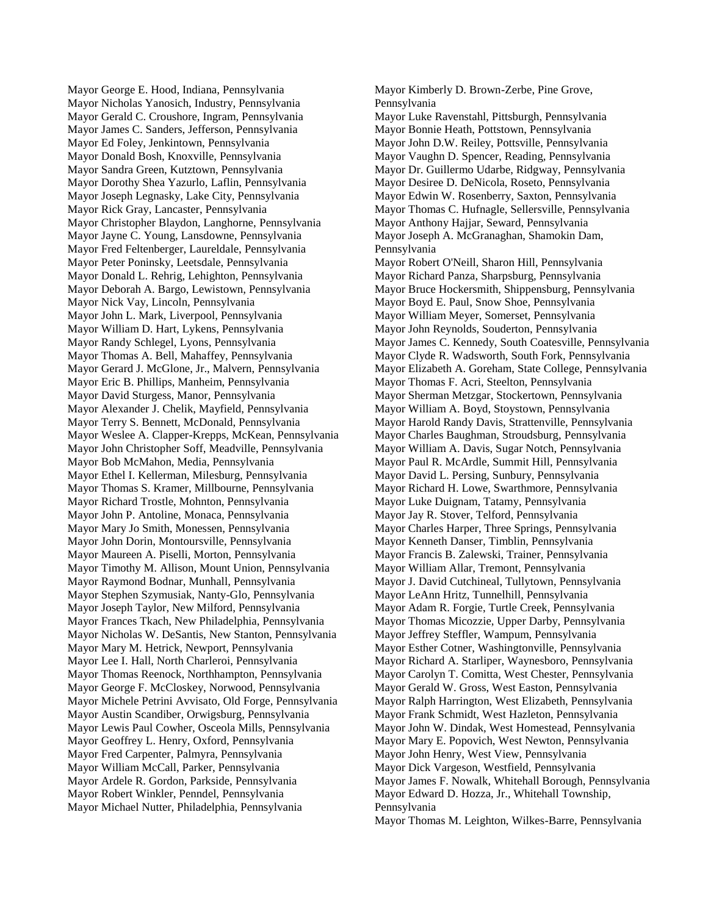Mayor George E. Hood, Indiana, Pennsylvania
Mayor Nicholas Yanosich, Industry, Pennsylvania
Mayor Gerald C. Croushore, Ingram, Pennsylvania
Mayor James C. Sanders, Jefferson, Pennsylvania
Mayor Ed Foley, Jenkintown, Pennsylvania
Mayor Donald Bosh, Knoxville, Pennsylvania
Mayor Sandra Green, Kutztown, Pennsylvania
Mayor Dorothy Shea Yazurlo, Laflin, Pennsylvania
Mayor Joseph Legnasky, Lake City, Pennsylvania
Mayor Rick Gray, Lancaster, Pennsylvania
Mayor Christopher Blaydon, Langhorne, Pennsylvania
Mayor Jayne C. Young, Lansdowne, Pennsylvania
Mayor Fred Feltenberger, Laureldale, Pennsylvania
Mayor Peter Poninsky, Leetsdale, Pennsylvania
Mayor Donald L. Rehrig, Lehighton, Pennsylvania
Mayor Deborah A. Bargo, Lewistown, Pennsylvania
Mayor Nick Vay, Lincoln, Pennsylvania
Mayor John L. Mark, Liverpool, Pennsylvania
Mayor William D. Hart, Lykens, Pennsylvania
Mayor Randy Schlegel, Lyons, Pennsylvania
Mayor Thomas A. Bell, Mahaffey, Pennsylvania
Mayor Gerard J. McGlone, Jr., Malvern, Pennsylvania
Mayor Eric B. Phillips, Manheim, Pennsylvania
Mayor David Sturgess, Manor, Pennsylvania
Mayor Alexander J. Chelik, Mayfield, Pennsylvania
Mayor Terry S. Bennett, McDonald, Pennsylvania
Mayor Weslee A. Clapper-Krepps, McKean, Pennsylvania
Mayor John Christopher Soff, Meadville, Pennsylvania
Mayor Bob McMahon, Media, Pennsylvania
Mayor Ethel I. Kellerman, Milesburg, Pennsylvania
Mayor Thomas S. Kramer, Millbourne, Pennsylvania
Mayor Richard Trostle, Mohnton, Pennsylvania
Mayor John P. Antoline, Monaca, Pennsylvania
Mayor Mary Jo Smith, Monessen, Pennsylvania
Mayor John Dorin, Montoursville, Pennsylvania
Mayor Maureen A. Piselli, Morton, Pennsylvania
Mayor Timothy M. Allison, Mount Union, Pennsylvania
Mayor Raymond Bodnar, Munhall, Pennsylvania
Mayor Stephen Szymusiak, Nanty-Glo, Pennsylvania
Mayor Joseph Taylor, New Milford, Pennsylvania
Mayor Frances Tkach, New Philadelphia, Pennsylvania
Mayor Nicholas W. DeSantis, New Stanton, Pennsylvania
Mayor Mary M. Hetrick, Newport, Pennsylvania
Mayor Lee I. Hall, North Charleroi, Pennsylvania
Mayor Thomas Reenock, Northhampton, Pennsylvania
Mayor George F. McCloskey, Norwood, Pennsylvania
Mayor Michele Petrini Avvisato, Old Forge, Pennsylvania
Mayor Austin Scandiber, Orwigsburg, Pennsylvania
Mayor Lewis Paul Cowher, Osceola Mills, Pennsylvania
Mayor Geoffrey L. Henry, Oxford, Pennsylvania
Mayor Fred Carpenter, Palmyra, Pennsylvania
Mayor William McCall, Parker, Pennsylvania
Mayor Ardele R. Gordon, Parkside, Pennsylvania
Mayor Robert Winkler, Penndel, Pennsylvania
Mayor Michael Nutter, Philadelphia, Pennsylvania
Mayor Kimberly D. Brown-Zerbe, Pine Grove, Pennsylvania
Mayor Luke Ravenstahl, Pittsburgh, Pennsylvania
Mayor Bonnie Heath, Pottstown, Pennsylvania
Mayor John D.W. Reiley, Pottsville, Pennsylvania
Mayor Vaughn D. Spencer, Reading, Pennsylvania
Mayor Dr. Guillermo Udarbe, Ridgway, Pennsylvania
Mayor Desiree D. DeNicola, Roseto, Pennsylvania
Mayor Edwin W. Rosenberry, Saxton, Pennsylvania
Mayor Thomas C. Hufnagle, Sellersville, Pennsylvania
Mayor Anthony Hajjar, Seward, Pennsylvania
Mayor Joseph A. McGranaghan, Shamokin Dam, Pennsylvania
Mayor Robert O'Neill, Sharon Hill, Pennsylvania
Mayor Richard Panza, Sharpsburg, Pennsylvania
Mayor Bruce Hockersmith, Shippensburg, Pennsylvania
Mayor Boyd E. Paul, Snow Shoe, Pennsylvania
Mayor William Meyer, Somerset, Pennsylvania
Mayor John Reynolds, Souderton, Pennsylvania
Mayor James C. Kennedy, South Coatesville, Pennsylvania
Mayor Clyde R. Wadsworth, South Fork, Pennsylvania
Mayor Elizabeth A. Goreham, State College, Pennsylvania
Mayor Thomas F. Acri, Steelton, Pennsylvania
Mayor Sherman Metzgar, Stockertown, Pennsylvania
Mayor William A. Boyd, Stoystown, Pennsylvania
Mayor Harold Randy Davis, Strattenville, Pennsylvania
Mayor Charles Baughman, Stroudsburg, Pennsylvania
Mayor William A. Davis, Sugar Notch, Pennsylvania
Mayor Paul R. McArdle, Summit Hill, Pennsylvania
Mayor David L. Persing, Sunbury, Pennsylvania
Mayor Richard H. Lowe, Swarthmore, Pennsylvania
Mayor Luke Duignam, Tatamy, Pennsylvania
Mayor Jay R. Stover, Telford, Pennsylvania
Mayor Charles Harper, Three Springs, Pennsylvania
Mayor Kenneth Danser, Timblin, Pennsylvania
Mayor Francis B. Zalewski, Trainer, Pennsylvania
Mayor William Allar, Tremont, Pennsylvania
Mayor J. David Cutchineal, Tullytown, Pennsylvania
Mayor LeAnn Hritz, Tunnelhill, Pennsylvania
Mayor Adam R. Forgie, Turtle Creek, Pennsylvania
Mayor Thomas Micozzie, Upper Darby, Pennsylvania
Mayor Jeffrey Steffler, Wampum, Pennsylvania
Mayor Esther Cotner, Washingtonville, Pennsylvania
Mayor Richard A. Starliper, Waynesboro, Pennsylvania
Mayor Carolyn T. Comitta, West Chester, Pennsylvania
Mayor Gerald W. Gross, West Easton, Pennsylvania
Mayor Ralph Harrington, West Elizabeth, Pennsylvania
Mayor Frank Schmidt, West Hazleton, Pennsylvania
Mayor John W. Dindak, West Homestead, Pennsylvania
Mayor Mary E. Popovich, West Newton, Pennsylvania
Mayor John Henry, West View, Pennsylvania
Mayor Dick Vargeson, Westfield, Pennsylvania
Mayor James F. Nowalk, Whitehall Borough, Pennsylvania
Mayor Edward D. Hozza, Jr., Whitehall Township, Pennsylvania
Mayor Thomas M. Leighton, Wilkes-Barre, Pennsylvania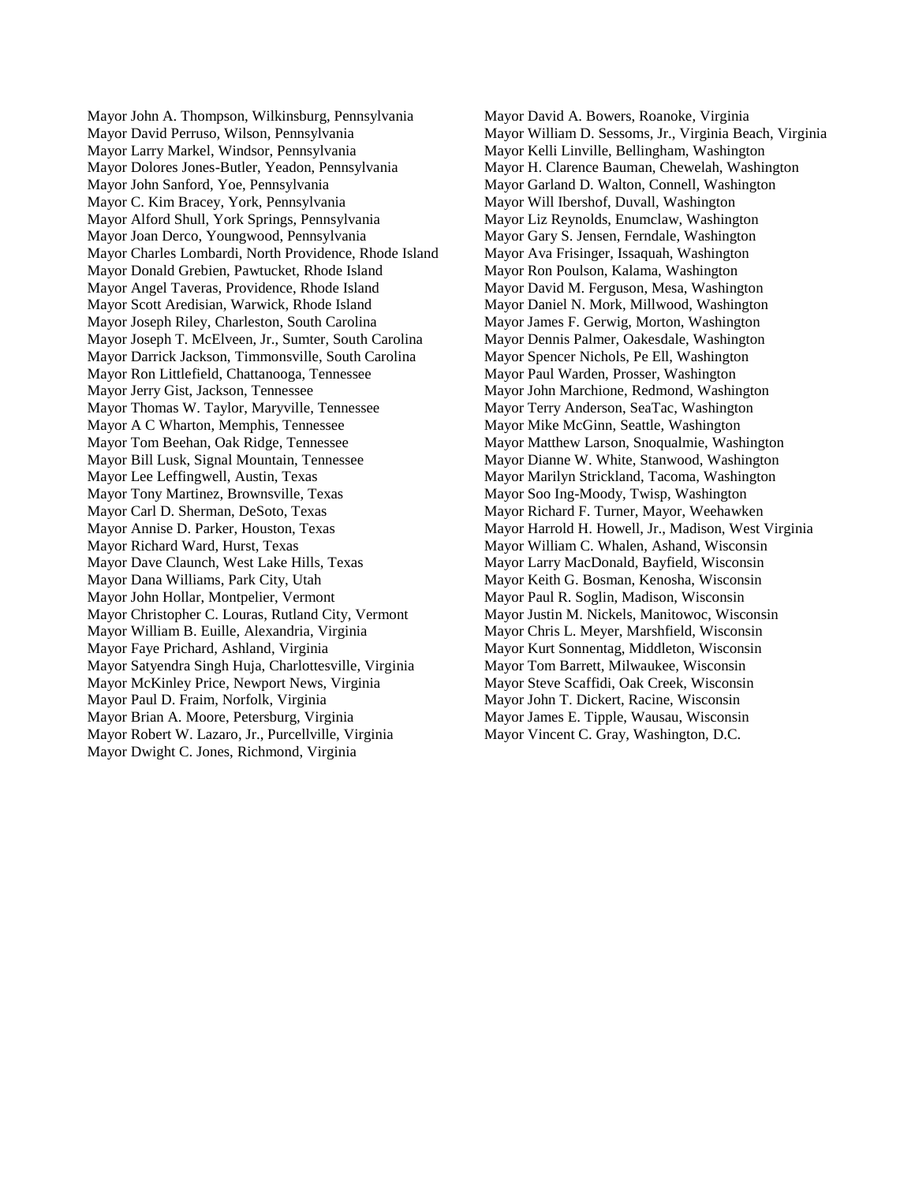Mayor John A. Thompson, Wilkinsburg, Pennsylvania
Mayor David Perruso, Wilson, Pennsylvania
Mayor Larry Markel, Windsor, Pennsylvania
Mayor Dolores Jones-Butler, Yeadon, Pennsylvania
Mayor John Sanford, Yoe, Pennsylvania
Mayor C. Kim Bracey, York, Pennsylvania
Mayor Alford Shull, York Springs, Pennsylvania
Mayor Joan Derco, Youngwood, Pennsylvania
Mayor Charles Lombardi, North Providence, Rhode Island
Mayor Donald Grebien, Pawtucket, Rhode Island
Mayor Angel Taveras, Providence, Rhode Island
Mayor Scott Aredisian, Warwick, Rhode Island
Mayor Joseph Riley, Charleston, South Carolina
Mayor Joseph T. McElveen, Jr., Sumter, South Carolina
Mayor Darrick Jackson, Timmonsville, South Carolina
Mayor Ron Littlefield, Chattanooga, Tennessee
Mayor Jerry Gist, Jackson, Tennessee
Mayor Thomas W. Taylor, Maryville, Tennessee
Mayor A C Wharton, Memphis, Tennessee
Mayor Tom Beehan, Oak Ridge, Tennessee
Mayor Bill Lusk, Signal Mountain, Tennessee
Mayor Lee Leffingwell, Austin, Texas
Mayor Tony Martinez, Brownsville, Texas
Mayor Carl D. Sherman, DeSoto, Texas
Mayor Annise D. Parker, Houston, Texas
Mayor Richard Ward, Hurst, Texas
Mayor Dave Claunch, West Lake Hills, Texas
Mayor Dana Williams, Park City, Utah
Mayor John Hollar, Montpelier, Vermont
Mayor Christopher C. Louras, Rutland City, Vermont
Mayor William B. Euille, Alexandria, Virginia
Mayor Faye Prichard, Ashland, Virginia
Mayor Satyendra Singh Huja, Charlottesville, Virginia
Mayor McKinley Price, Newport News, Virginia
Mayor Paul D. Fraim, Norfolk, Virginia
Mayor Brian A. Moore, Petersburg, Virginia
Mayor Robert W. Lazaro, Jr., Purcellville, Virginia
Mayor Dwight C. Jones, Richmond, Virginia
Mayor David A. Bowers, Roanoke, Virginia
Mayor William D. Sessoms, Jr., Virginia Beach, Virginia
Mayor Kelli Linville, Bellingham, Washington
Mayor H. Clarence Bauman, Chewelah, Washington
Mayor Garland D. Walton, Connell, Washington
Mayor Will Ibershof, Duvall, Washington
Mayor Liz Reynolds, Enumclaw, Washington
Mayor Gary S. Jensen, Ferndale, Washington
Mayor Ava Frisinger, Issaquah, Washington
Mayor Ron Poulson, Kalama, Washington
Mayor David M. Ferguson, Mesa, Washington
Mayor Daniel N. Mork, Millwood, Washington
Mayor James F. Gerwig, Morton, Washington
Mayor Dennis Palmer, Oakesdale, Washington
Mayor Spencer Nichols, Pe Ell, Washington
Mayor Paul Warden, Prosser, Washington
Mayor John Marchione, Redmond, Washington
Mayor Terry Anderson, SeaTac, Washington
Mayor Mike McGinn, Seattle, Washington
Mayor Matthew Larson, Snoqualmie, Washington
Mayor Dianne W. White, Stanwood, Washington
Mayor Marilyn Strickland, Tacoma, Washington
Mayor Soo Ing-Moody, Twisp, Washington
Mayor Richard F. Turner, Mayor, Weehawken
Mayor Harrold H. Howell, Jr., Madison, West Virginia
Mayor William C. Whalen, Ashand, Wisconsin
Mayor Larry MacDonald, Bayfield, Wisconsin
Mayor Keith G. Bosman, Kenosha, Wisconsin
Mayor Paul R. Soglin, Madison, Wisconsin
Mayor Justin M. Nickels, Manitowoc, Wisconsin
Mayor Chris L. Meyer, Marshfield, Wisconsin
Mayor Kurt Sonnentag, Middleton, Wisconsin
Mayor Tom Barrett, Milwaukee, Wisconsin
Mayor Steve Scaffidi, Oak Creek, Wisconsin
Mayor John T. Dickert, Racine, Wisconsin
Mayor James E. Tipple, Wausau, Wisconsin
Mayor Vincent C. Gray, Washington, D.C.